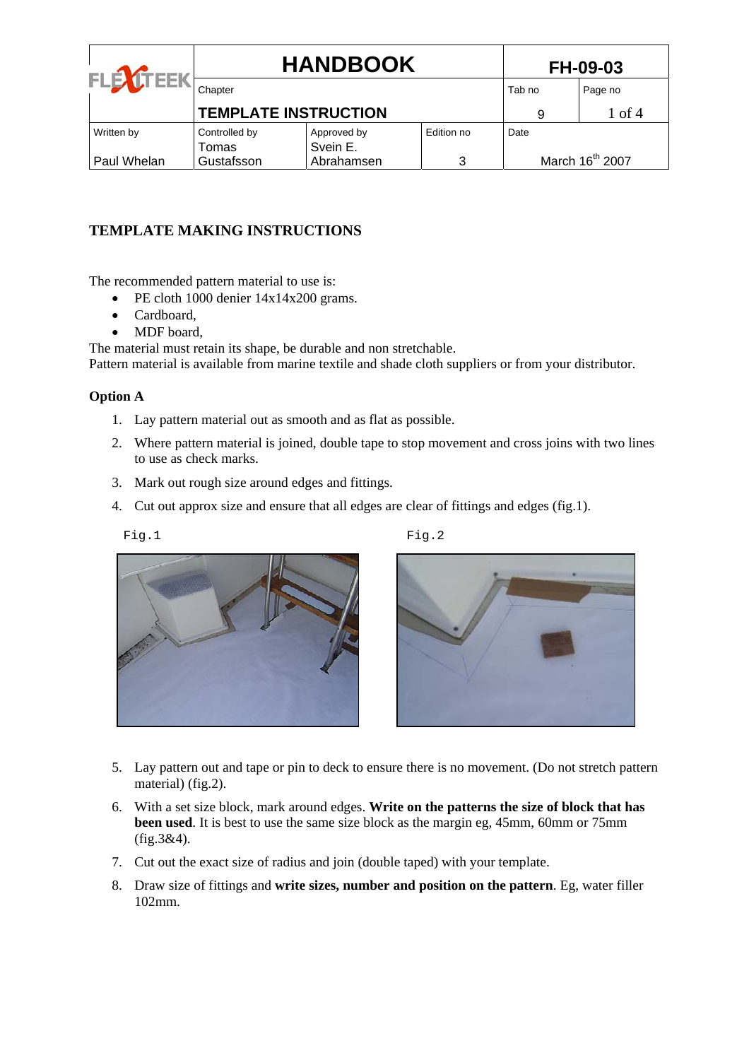| FLEXITEEK | HANDBOOK | | | FH-09-03 | |
|---|---|---|---|---|---|
| | Chapter | | | Tab no | Page no |
| | TEMPLATE INSTRUCTION | | | 9 | 1 of 4 |
| Written by | Controlled by | Approved by | Edition no | Date | |
| Paul Whelan | Tomas Gustafsson | Svein E. Abrahamsen | 3 | March 16th 2007 | |

## TEMPLATE MAKING INSTRUCTIONS

The recommended pattern material to use is:

- PE cloth 1000 denier 14x14x200 grams.
- Cardboard,
- MDF board,

The material must retain its shape, be durable and non stretchable.
Pattern material is available from marine textile and shade cloth suppliers or from your distributor.

### Option A

1. Lay pattern material out as smooth and as flat as possible.
2. Where pattern material is joined, double tape to stop movement and cross joins with two lines to use as check marks.
3. Mark out rough size around edges and fittings.
4. Cut out approx size and ensure that all edges are clear of fittings and edges (fig.1).

Fig.1

Fig.2

5. Lay pattern out and tape or pin to deck to ensure there is no movement. (Do not stretch pattern material) (fig.2).
6. With a set size block, mark around edges. **Write on the patterns the size of block that has been used**. It is best to use the same size block as the margin eg, 45mm, 60mm or 75mm (fig.3&4).
7. Cut out the exact size of radius and join (double taped) with your template.
8. Draw size of fittings and **write sizes, number and position on the pattern**. Eg, water filler 102mm.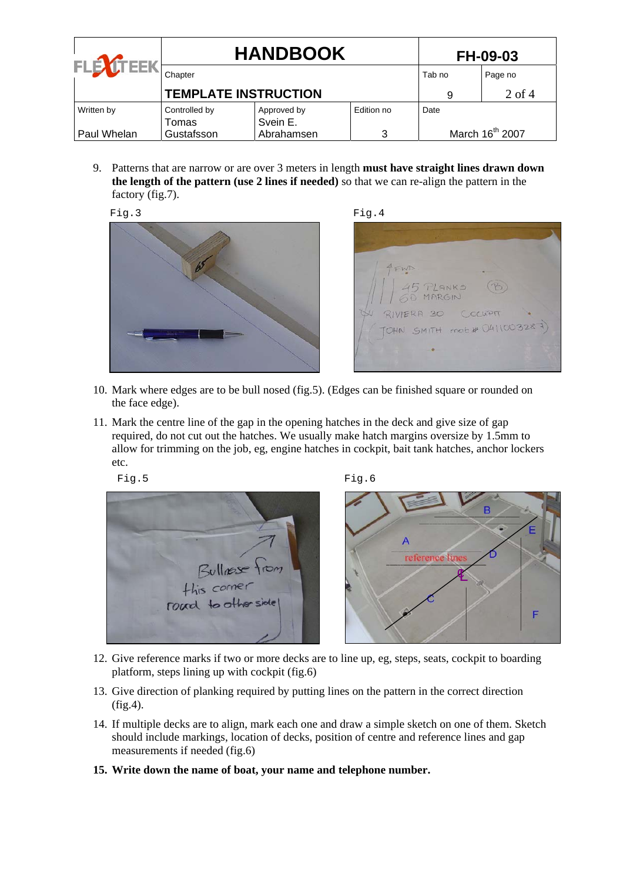9. Patterns that are narrow or are over 3 meters in length **must have straight lines drawn down the length of the pattern (use 2 lines if needed)** so that we can re-align the pattern in the factory (fig.7).

Fig.3

Fig.4

10. Mark where edges are to be bull nosed (fig.5). (Edges can be finished square or rounded on the face edge).

11. Mark the centre line of the gap in the opening hatches in the deck and give size of gap required, do not cut out the hatches. We usually make hatch margins oversize by 1.5mm to allow for trimming on the job, eg, engine hatches in cockpit, bait tank hatches, anchor lockers etc.

Fig.5

Fig.6

12. Give reference marks if two or more decks are to line up, eg, steps, seats, cockpit to boarding platform, steps lining up with cockpit (fig.6)

13. Give direction of planking required by putting lines on the pattern in the correct direction (fig.4).

14. If multiple decks are to align, mark each one and draw a simple sketch on one of them. Sketch should include markings, location of decks, position of centre and reference lines and gap measurements if needed (fig.6)

15. **Write down the name of boat, your name and telephone number.**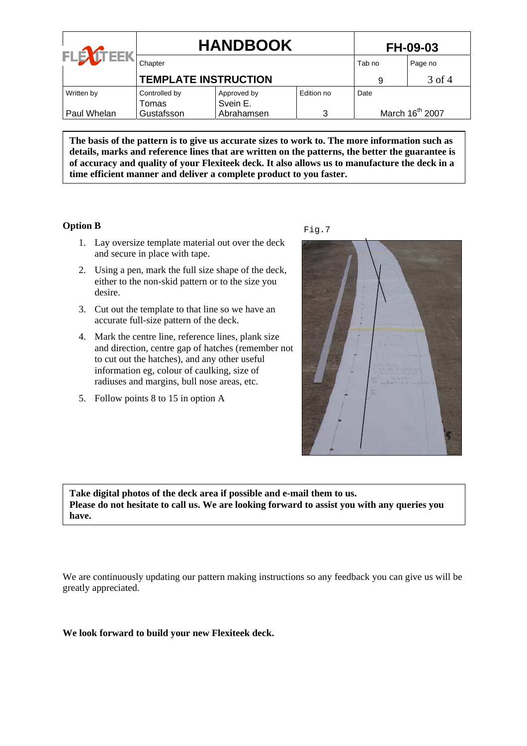**The basis of the pattern is to give us accurate sizes to work to. The more information such as details, marks and reference lines that are written on the patterns, the better the guarantee is of accuracy and quality of your Flexiteek deck. It also allows us to manufacture the deck in a time efficient manner and deliver a complete product to you faster.**

**Option B**

1. Lay oversize template material out over the deck and secure in place with tape.
2. Using a pen, mark the full size shape of the deck, either to the non-skid pattern or to the size you desire.
3. Cut out the template to that line so we have an accurate full-size pattern of the deck.
4. Mark the centre line, reference lines, plank size and direction, centre gap of hatches (remember not to cut out the hatches), and any other useful information eg, colour of caulking, size of radiuses and margins, bull nose areas, etc.
5. Follow points 8 to 15 in option A

Fig.7

**Take digital photos of the deck area if possible and e-mail them to us.**
**Please do not hesitate to call us. We are looking forward to assist you with any queries you have.**

We are continuously updating our pattern making instructions so any feedback you can give us will be greatly appreciated.

**We look forward to build your new Flexiteek deck.**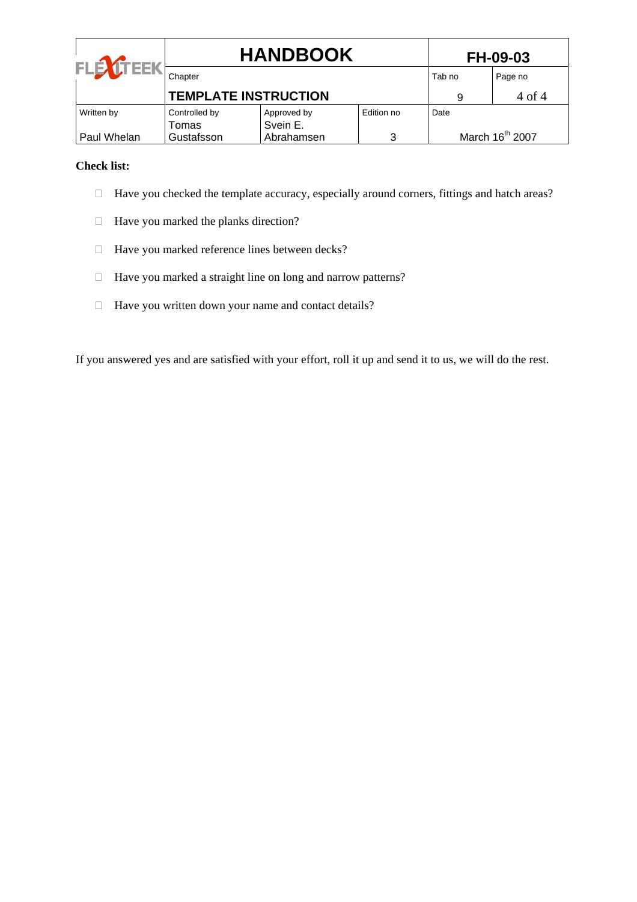**Check list:**

- Have you checked the template accuracy, especially around corners, fittings and hatch areas?
- Have you marked the planks direction?
- Have you marked reference lines between decks?
- Have you marked a straight line on long and narrow patterns?
- Have you written down your name and contact details?

If you answered yes and are satisfied with your effort, roll it up and send it to us, we will do the rest.